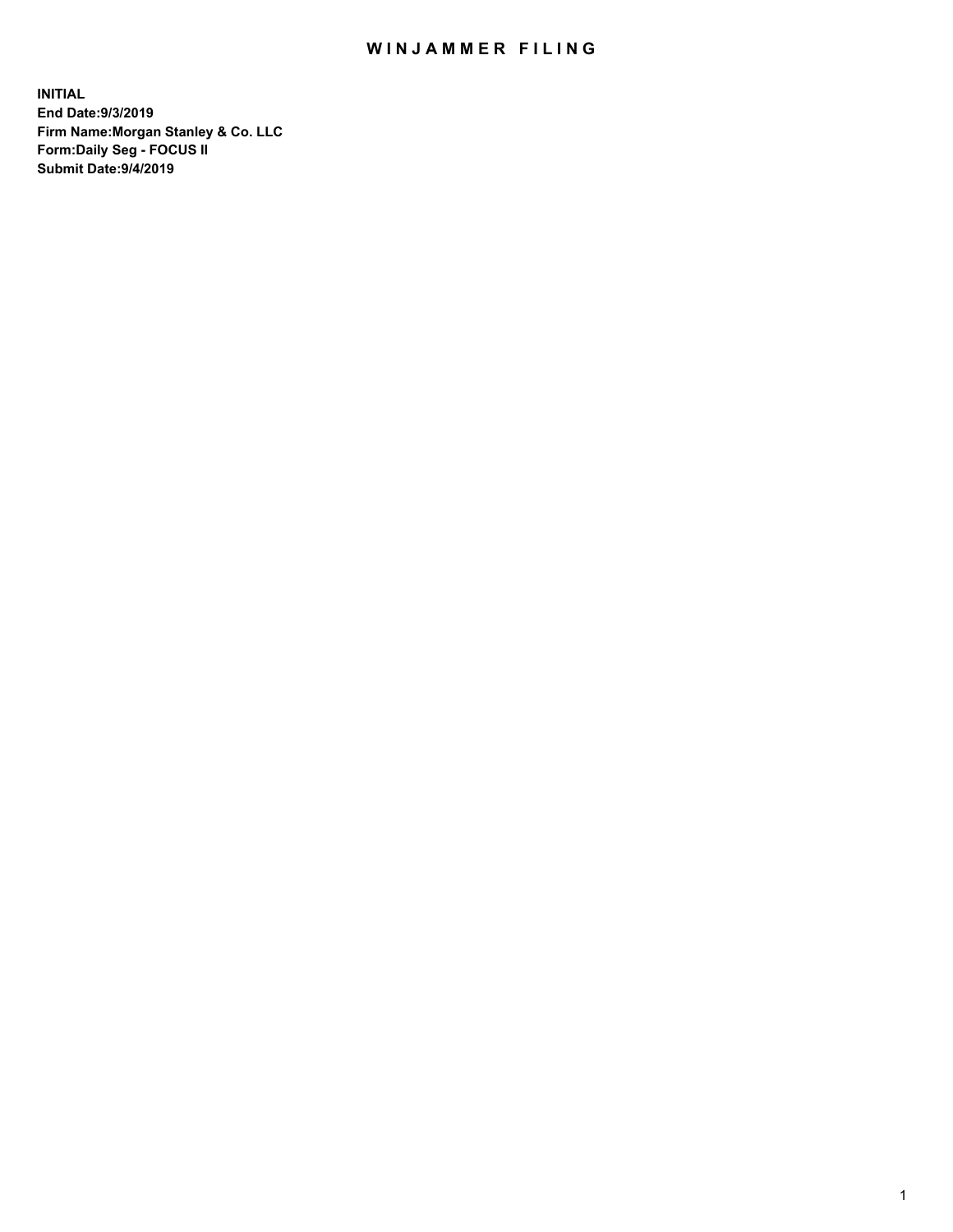# WINJAMMER FILING

**INITIAL**
**End Date:9/3/2019**
**Firm Name:Morgan Stanley & Co. LLC**
**Form:Daily Seg - FOCUS II**
**Submit Date:9/4/2019**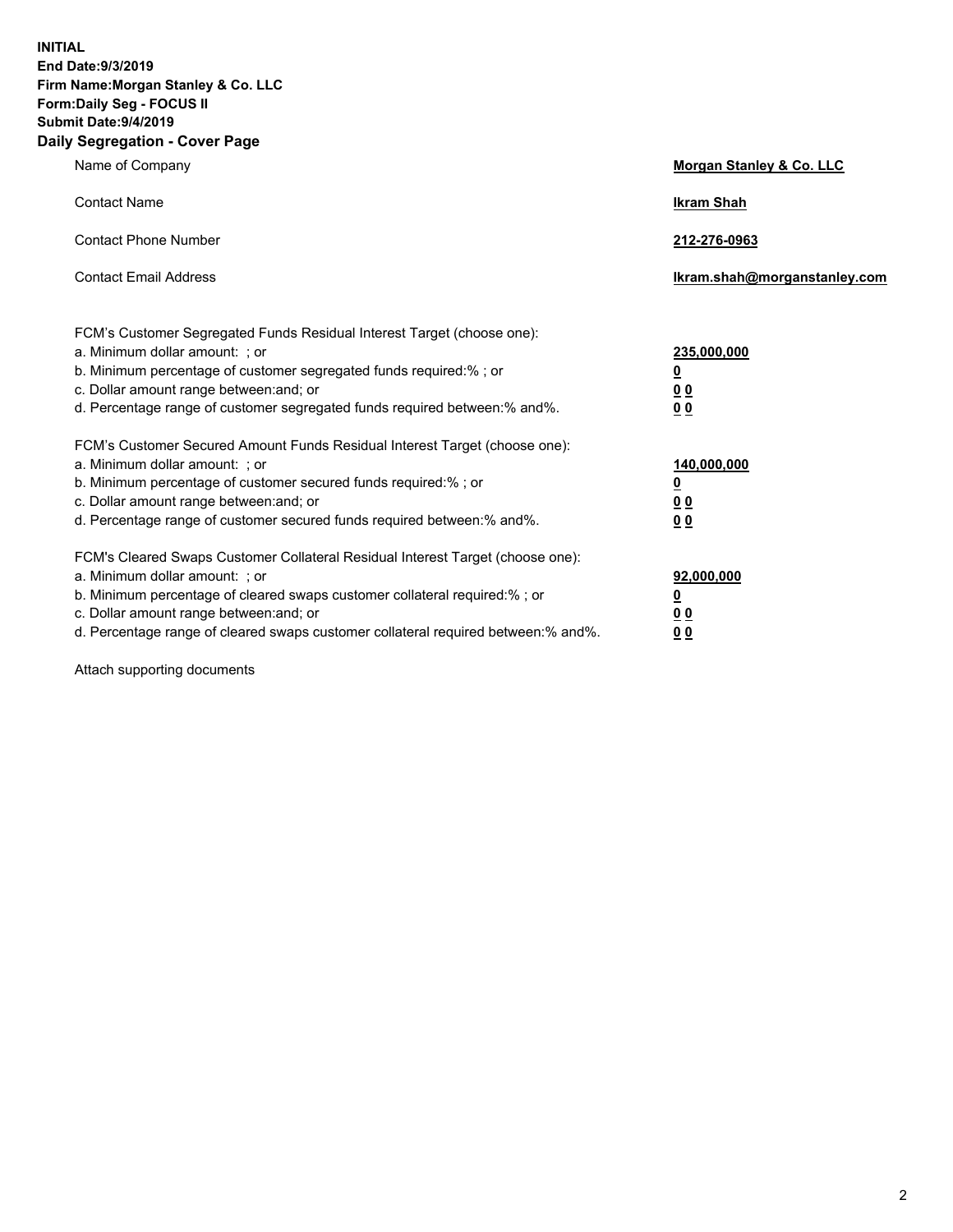**INITIAL**
**End Date:9/3/2019**
**Firm Name:Morgan Stanley & Co. LLC**
**Form:Daily Seg - FOCUS II**
**Submit Date:9/4/2019**
**Daily Segregation - Cover Page**

| | |
|---|---|
| Name of Company | **Morgan Stanley & Co. LLC** |
| Contact Name | **Ikram Shah** |
| Contact Phone Number | **212-276-0963** |
| Contact Email Address | **Ikram.shah@morganstanley.com** |

| | |
|---|---|
| FCM's Customer Segregated Funds Residual Interest Target (choose one): | |
| a. Minimum dollar amount: ; or | **235,000,000** |
| b. Minimum percentage of customer segregated funds required:% ; or | **0** |
| c. Dollar amount range between:and; or | **0 0** |
| d. Percentage range of customer segregated funds required between:% and%. | **0 0** |
| FCM's Customer Secured Amount Funds Residual Interest Target (choose one): | |
| a. Minimum dollar amount: ; or | **140,000,000** |
| b. Minimum percentage of customer secured funds required:% ; or | **0** |
| c. Dollar amount range between:and; or | **0 0** |
| d. Percentage range of customer secured funds required between:% and%. | **0 0** |
| FCM's Cleared Swaps Customer Collateral Residual Interest Target (choose one): | |
| a. Minimum dollar amount: ; or | **92,000,000** |
| b. Minimum percentage of cleared swaps customer collateral required:% ; or | **0** |
| c. Dollar amount range between:and; or | **0 0** |
| d. Percentage range of cleared swaps customer collateral required between:% and%. | **0 0** |

Attach supporting documents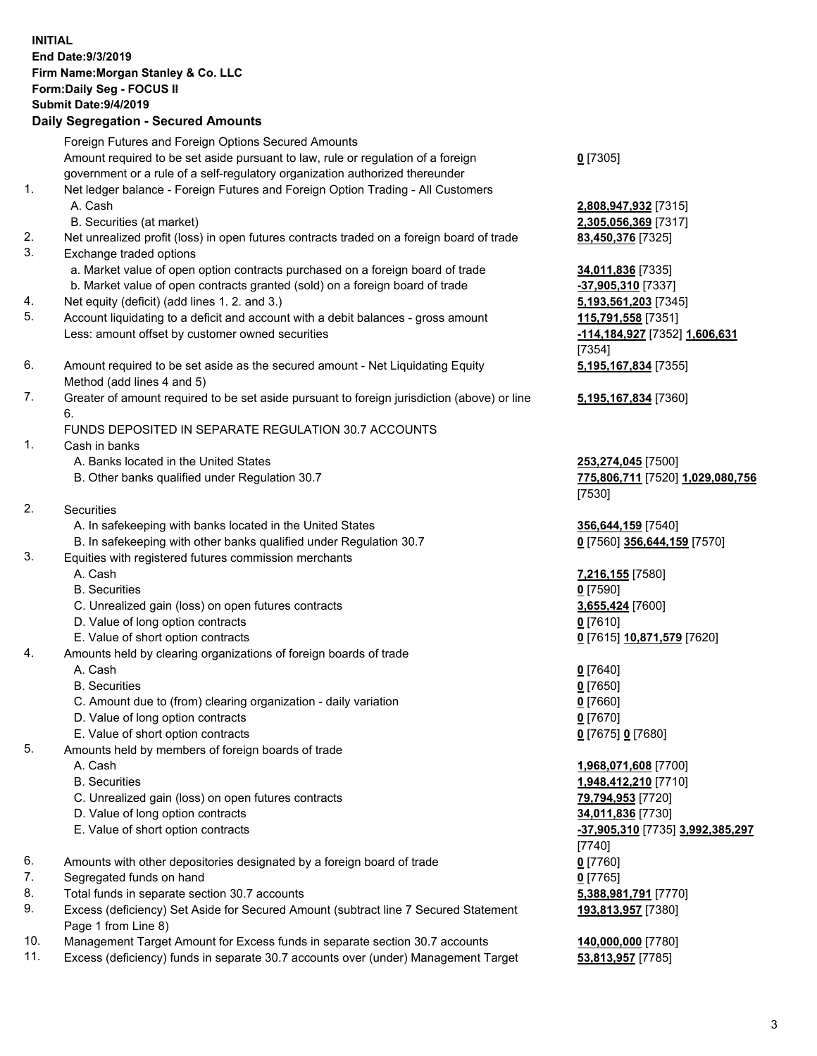**INITIAL**
**End Date:9/3/2019**
**Firm Name:Morgan Stanley & Co. LLC**
**Form:Daily Seg - FOCUS II**
**Submit Date:9/4/2019**

## Daily Segregation - Secured Amounts

| | | |
|---|---|---|
| | Foreign Futures and Foreign Options Secured Amounts | |
| | Amount required to be set aside pursuant to law, rule or regulation of a foreign government or a rule of a self-regulatory organization authorized thereunder | **0** [7305] |
| 1. | Net ledger balance - Foreign Futures and Foreign Option Trading - All Customers | |
| | A. Cash | **2,808,947,932** [7315] |
| | B. Securities (at market) | **2,305,056,369** [7317] |
| 2. | Net unrealized profit (loss) in open futures contracts traded on a foreign board of trade | **83,450,376** [7325] |
| 3. | Exchange traded options | |
| | a. Market value of open option contracts purchased on a foreign board of trade | **34,011,836** [7335] |
| | b. Market value of open contracts granted (sold) on a foreign board of trade | **-37,905,310** [7337] |
| 4. | Net equity (deficit) (add lines 1. 2. and 3.) | **5,193,561,203** [7345] |
| 5. | Account liquidating to a deficit and account with a debit balances - gross amount | **115,791,558** [7351] |
| | Less: amount offset by customer owned securities | **-114,184,927** [7352] **1,606,631** [7354] |
| 6. | Amount required to be set aside as the secured amount - Net Liquidating Equity Method (add lines 4 and 5) | **5,195,167,834** [7355] |
| 7. | Greater of amount required to be set aside pursuant to foreign jurisdiction (above) or line 6. | **5,195,167,834** [7360] |
| | FUNDS DEPOSITED IN SEPARATE REGULATION 30.7 ACCOUNTS | |
| 1. | Cash in banks | |
| | A. Banks located in the United States | **253,274,045** [7500] |
| | B. Other banks qualified under Regulation 30.7 | **775,806,711** [7520] **1,029,080,756** [7530] |
| 2. | Securities | |
| | A. In safekeeping with banks located in the United States | **356,644,159** [7540] |
| | B. In safekeeping with other banks qualified under Regulation 30.7 | **0** [7560] **356,644,159** [7570] |
| 3. | Equities with registered futures commission merchants | |
| | A. Cash | **7,216,155** [7580] |
| | B. Securities | **0** [7590] |
| | C. Unrealized gain (loss) on open futures contracts | **3,655,424** [7600] |
| | D. Value of long option contracts | **0** [7610] |
| | E. Value of short option contracts | **0** [7615] **10,871,579** [7620] |
| 4. | Amounts held by clearing organizations of foreign boards of trade | |
| | A. Cash | **0** [7640] |
| | B. Securities | **0** [7650] |
| | C. Amount due to (from) clearing organization - daily variation | **0** [7660] |
| | D. Value of long option contracts | **0** [7670] |
| | E. Value of short option contracts | **0** [7675] **0** [7680] |
| 5. | Amounts held by members of foreign boards of trade | |
| | A. Cash | **1,968,071,608** [7700] |
| | B. Securities | **1,948,412,210** [7710] |
| | C. Unrealized gain (loss) on open futures contracts | **79,794,953** [7720] |
| | D. Value of long option contracts | **34,011,836** [7730] |
| | E. Value of short option contracts | **-37,905,310** [7735] **3,992,385,297** [7740] |
| 6. | Amounts with other depositories designated by a foreign board of trade | **0** [7760] |
| 7. | Segregated funds on hand | **0** [7765] |
| 8. | Total funds in separate section 30.7 accounts | **5,388,981,791** [7770] |
| 9. | Excess (deficiency) Set Aside for Secured Amount (subtract line 7 Secured Statement Page 1 from Line 8) | **193,813,957** [7380] |
| 10. | Management Target Amount for Excess funds in separate section 30.7 accounts | **140,000,000** [7780] |
| 11. | Excess (deficiency) funds in separate 30.7 accounts over (under) Management Target | **53,813,957** [7785] |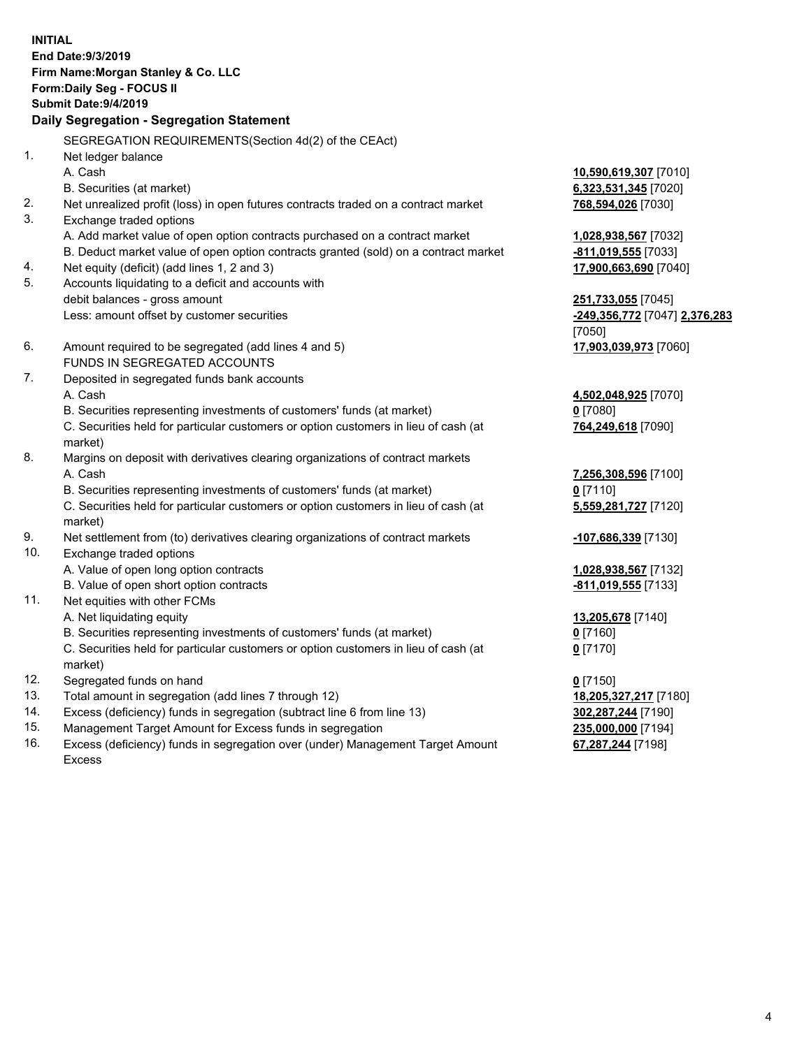**INITIAL**
**End Date:9/3/2019**
**Firm Name:Morgan Stanley & Co. LLC**
**Form:Daily Seg - FOCUS II**
**Submit Date:9/4/2019**

**Daily Segregation - Segregation Statement**

| | | |
|---|---|---|
| | SEGREGATION REQUIREMENTS(Section 4d(2) of the CEAct) | |
| 1. | Net ledger balance | |
| | A. Cash | **10,590,619,307** [7010] |
| | B. Securities (at market) | **6,323,531,345** [7020] |
| 2. | Net unrealized profit (loss) in open futures contracts traded on a contract market | **768,594,026** [7030] |
| 3. | Exchange traded options | |
| | A. Add market value of open option contracts purchased on a contract market | **1,028,938,567** [7032] |
| | B. Deduct market value of open option contracts granted (sold) on a contract market | **-811,019,555** [7033] |
| 4. | Net equity (deficit) (add lines 1, 2 and 3) | **17,900,663,690** [7040] |
| 5. | Accounts liquidating to a deficit and accounts with debit balances - gross amount | **251,733,055** [7045] |
| | Less: amount offset by customer securities | **-249,356,772** [7047] **2,376,283** [7050] |
| 6. | Amount required to be segregated (add lines 4 and 5) | **17,903,039,973** [7060] |
| | FUNDS IN SEGREGATED ACCOUNTS | |
| 7. | Deposited in segregated funds bank accounts | |
| | A. Cash | **4,502,048,925** [7070] |
| | B. Securities representing investments of customers' funds (at market) | **0** [7080] |
| | C. Securities held for particular customers or option customers in lieu of cash (at market) | **764,249,618** [7090] |
| 8. | Margins on deposit with derivatives clearing organizations of contract markets | |
| | A. Cash | **7,256,308,596** [7100] |
| | B. Securities representing investments of customers' funds (at market) | **0** [7110] |
| | C. Securities held for particular customers or option customers in lieu of cash (at market) | **5,559,281,727** [7120] |
| 9. | Net settlement from (to) derivatives clearing organizations of contract markets | **-107,686,339** [7130] |
| 10. | Exchange traded options | |
| | A. Value of open long option contracts | **1,028,938,567** [7132] |
| | B. Value of open short option contracts | **-811,019,555** [7133] |
| 11. | Net equities with other FCMs | |
| | A. Net liquidating equity | **13,205,678** [7140] |
| | B. Securities representing investments of customers' funds (at market) | **0** [7160] |
| | C. Securities held for particular customers or option customers in lieu of cash (at market) | **0** [7170] |
| 12. | Segregated funds on hand | **0** [7150] |
| 13. | Total amount in segregation (add lines 7 through 12) | **18,205,327,217** [7180] |
| 14. | Excess (deficiency) funds in segregation (subtract line 6 from line 13) | **302,287,244** [7190] |
| 15. | Management Target Amount for Excess funds in segregation | **235,000,000** [7194] |
| 16. | Excess (deficiency) funds in segregation over (under) Management Target Amount Excess | **67,287,244** [7198] |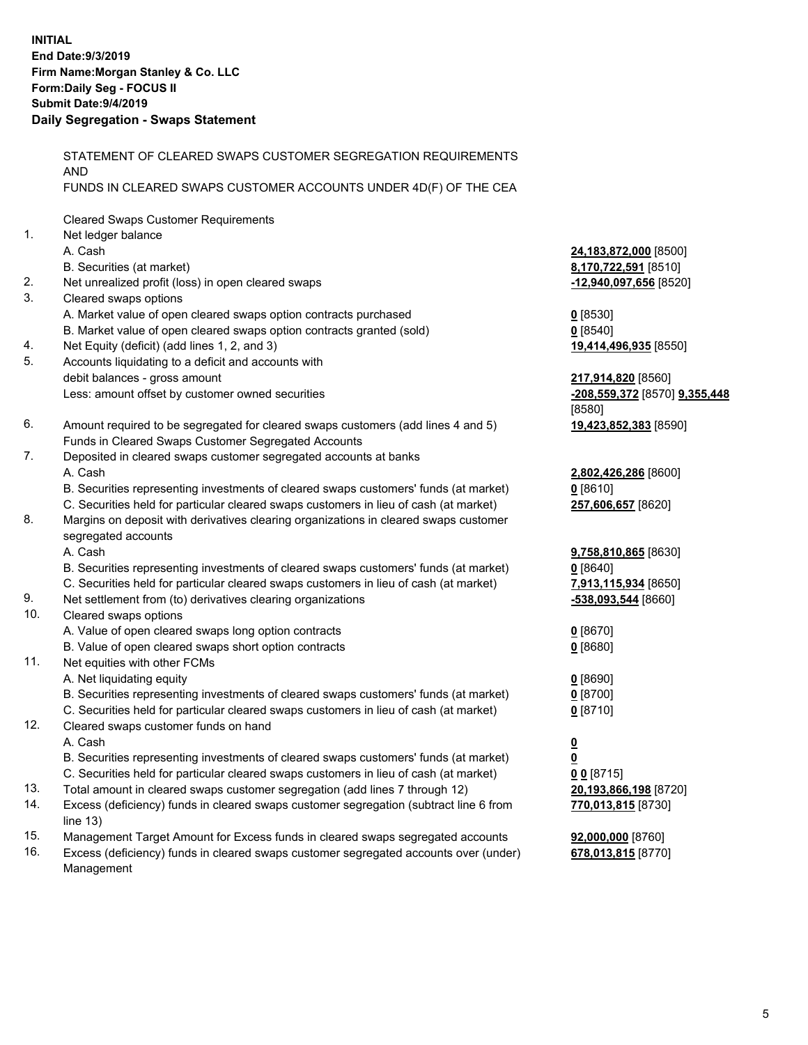**INITIAL**
**End Date:9/3/2019**
**Firm Name:Morgan Stanley & Co. LLC**
**Form:Daily Seg - FOCUS II**
**Submit Date:9/4/2019**
**Daily Segregation - Swaps Statement**

STATEMENT OF CLEARED SWAPS CUSTOMER SEGREGATION REQUIREMENTS AND FUNDS IN CLEARED SWAPS CUSTOMER ACCOUNTS UNDER 4D(F) OF THE CEA

| | | |
|---|---|---|
| | Cleared Swaps Customer Requirements | |
| 1. | Net ledger balance | |
| | A. Cash | **24,183,872,000** [8500] |
| | B. Securities (at market) | **8,170,722,591** [8510] |
| 2. | Net unrealized profit (loss) in open cleared swaps | **-12,940,097,656** [8520] |
| 3. | Cleared swaps options | |
| | A. Market value of open cleared swaps option contracts purchased | **0** [8530] |
| | B. Market value of open cleared swaps option contracts granted (sold) | **0** [8540] |
| 4. | Net Equity (deficit) (add lines 1, 2, and 3) | **19,414,496,935** [8550] |
| 5. | Accounts liquidating to a deficit and accounts with debit balances - gross amount | **217,914,820** [8560] |
| | Less: amount offset by customer owned securities | **-208,559,372** [8570] **9,355,448** [8580] |
| 6. | Amount required to be segregated for cleared swaps customers (add lines 4 and 5) | **19,423,852,383** [8590] |
| | Funds in Cleared Swaps Customer Segregated Accounts | |
| 7. | Deposited in cleared swaps customer segregated accounts at banks | |
| | A. Cash | **2,802,426,286** [8600] |
| | B. Securities representing investments of cleared swaps customers' funds (at market) | **0** [8610] |
| | C. Securities held for particular cleared swaps customers in lieu of cash (at market) | **257,606,657** [8620] |
| 8. | Margins on deposit with derivatives clearing organizations in cleared swaps customer segregated accounts | |
| | A. Cash | **9,758,810,865** [8630] |
| | B. Securities representing investments of cleared swaps customers' funds (at market) | **0** [8640] |
| | C. Securities held for particular cleared swaps customers in lieu of cash (at market) | **7,913,115,934** [8650] |
| 9. | Net settlement from (to) derivatives clearing organizations | **-538,093,544** [8660] |
| 10. | Cleared swaps options | |
| | A. Value of open cleared swaps long option contracts | **0** [8670] |
| | B. Value of open cleared swaps short option contracts | **0** [8680] |
| 11. | Net equities with other FCMs | |
| | A. Net liquidating equity | **0** [8690] |
| | B. Securities representing investments of cleared swaps customers' funds (at market) | **0** [8700] |
| | C. Securities held for particular cleared swaps customers in lieu of cash (at market) | **0** [8710] |
| 12. | Cleared swaps customer funds on hand | |
| | A. Cash | **0** |
| | B. Securities representing investments of cleared swaps customers' funds (at market) | **0** |
| | C. Securities held for particular cleared swaps customers in lieu of cash (at market) | **0** **0** [8715] |
| 13. | Total amount in cleared swaps customer segregation (add lines 7 through 12) | **20,193,866,198** [8720] |
| 14. | Excess (deficiency) funds in cleared swaps customer segregation (subtract line 6 from line 13) | **770,013,815** [8730] |
| 15. | Management Target Amount for Excess funds in cleared swaps segregated accounts | **92,000,000** [8760] |
| 16. | Excess (deficiency) funds in cleared swaps customer segregated accounts over (under) Management | **678,013,815** [8770] |